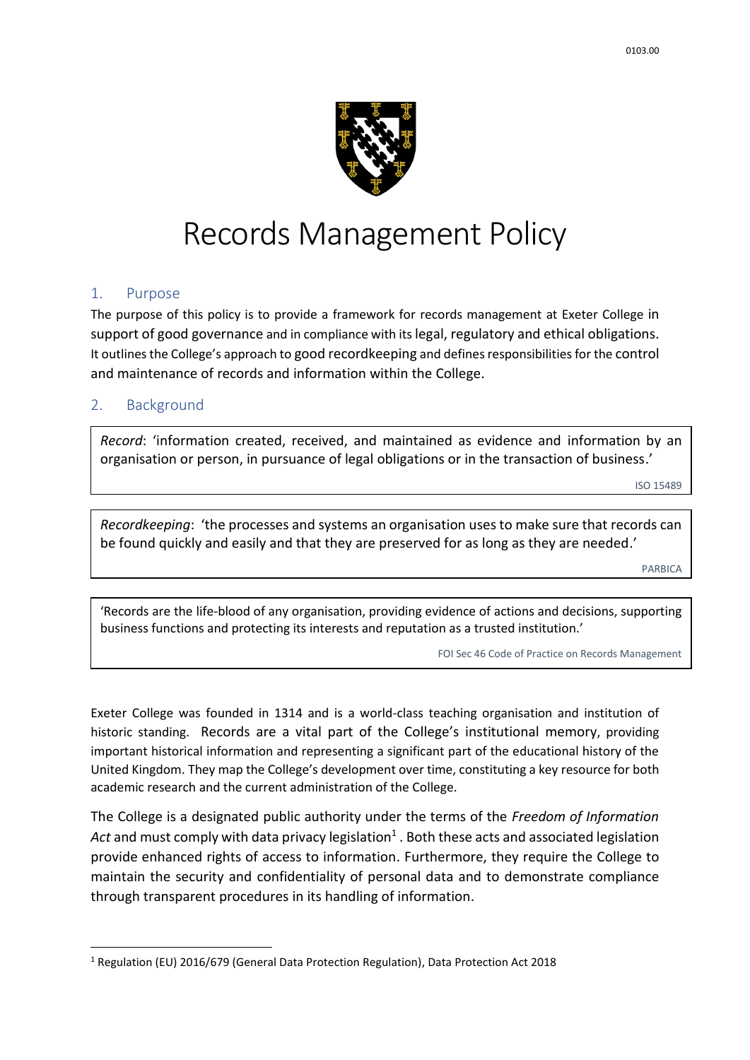# Records Management Policy

## 1. Purpose

The purpose of this policy is to provide a framework for records management at Exeter College in support of good governance and in compliance with its legal, regulatory and ethical obligations. It outlines the College's approach to good recordkeeping and defines responsibilities for the control and maintenance of records and information within the College.

## 2. Background

> *Record*: 'information created, received, and maintained as evidence and information by an organisation or person, in pursuance of legal obligations or in the transaction of business.'
>
> ISO 15489

> *Recordkeeping*: 'the processes and systems an organisation uses to make sure that records can be found quickly and easily and that they are preserved for as long as they are needed.'
>
> PARBICA

> 'Records are the life-blood of any organisation, providing evidence of actions and decisions, supporting business functions and protecting its interests and reputation as a trusted institution.'
>
> FOI Sec 46 Code of Practice on Records Management

Exeter College was founded in 1314 and is a world-class teaching organisation and institution of historic standing. Records are a vital part of the College's institutional memory, providing important historical information and representing a significant part of the educational history of the United Kingdom. They map the College's development over time, constituting a key resource for both academic research and the current administration of the College.

The College is a designated public authority under the terms of the *Freedom of Information Act* and must comply with data privacy legislation[1]. Both these acts and associated legislation provide enhanced rights of access to information. Furthermore, they require the College to maintain the security and confidentiality of personal data and to demonstrate compliance through transparent procedures in its handling of information.

[1] Regulation (EU) 2016/679 (General Data Protection Regulation), Data Protection Act 2018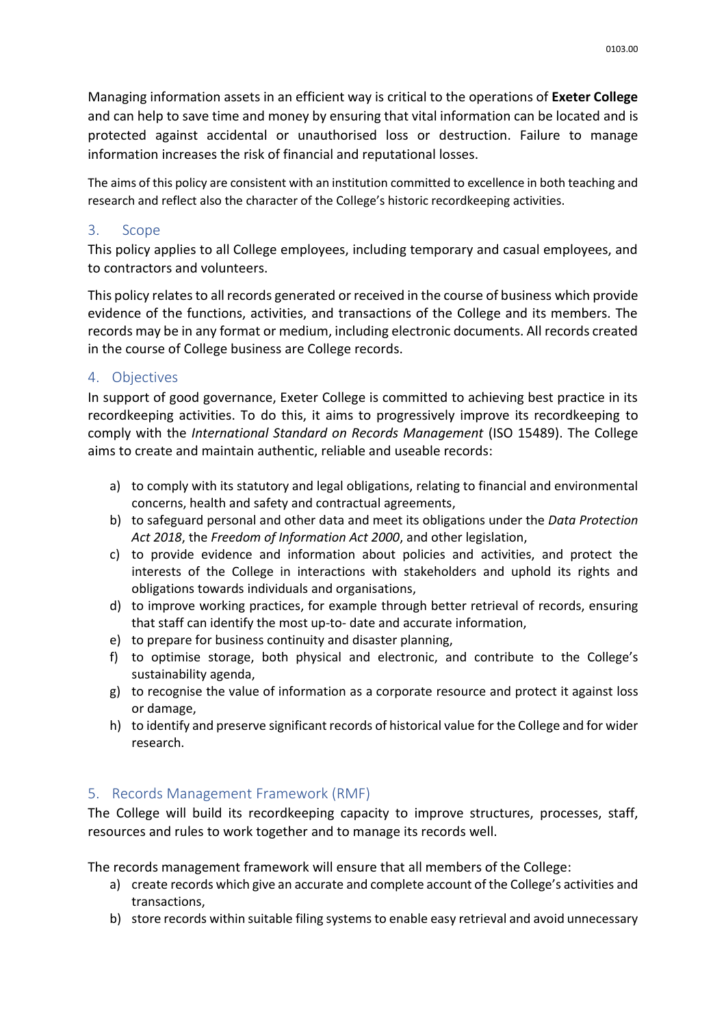Managing information assets in an efficient way is critical to the operations of **Exeter College** and can help to save time and money by ensuring that vital information can be located and is protected against accidental or unauthorised loss or destruction. Failure to manage information increases the risk of financial and reputational losses.

The aims of this policy are consistent with an institution committed to excellence in both teaching and research and reflect also the character of the College's historic recordkeeping activities.

## 3. Scope

This policy applies to all College employees, including temporary and casual employees, and to contractors and volunteers.

This policy relates to all records generated or received in the course of business which provide evidence of the functions, activities, and transactions of the College and its members. The records may be in any format or medium, including electronic documents. All records created in the course of College business are College records.

## 4. Objectives

In support of good governance, Exeter College is committed to achieving best practice in its recordkeeping activities. To do this, it aims to progressively improve its recordkeeping to comply with the *International Standard on Records Management* (ISO 15489). The College aims to create and maintain authentic, reliable and useable records:

a) to comply with its statutory and legal obligations, relating to financial and environmental concerns, health and safety and contractual agreements,
b) to safeguard personal and other data and meet its obligations under the *Data Protection Act 2018*, the *Freedom of Information Act 2000*, and other legislation,
c) to provide evidence and information about policies and activities, and protect the interests of the College in interactions with stakeholders and uphold its rights and obligations towards individuals and organisations,
d) to improve working practices, for example through better retrieval of records, ensuring that staff can identify the most up-to- date and accurate information,
e) to prepare for business continuity and disaster planning,
f) to optimise storage, both physical and electronic, and contribute to the College's sustainability agenda,
g) to recognise the value of information as a corporate resource and protect it against loss or damage,
h) to identify and preserve significant records of historical value for the College and for wider research.

## 5. Records Management Framework (RMF)

The College will build its recordkeeping capacity to improve structures, processes, staff, resources and rules to work together and to manage its records well.

The records management framework will ensure that all members of the College:

a) create records which give an accurate and complete account of the College's activities and transactions,
b) store records within suitable filing systems to enable easy retrieval and avoid unnecessary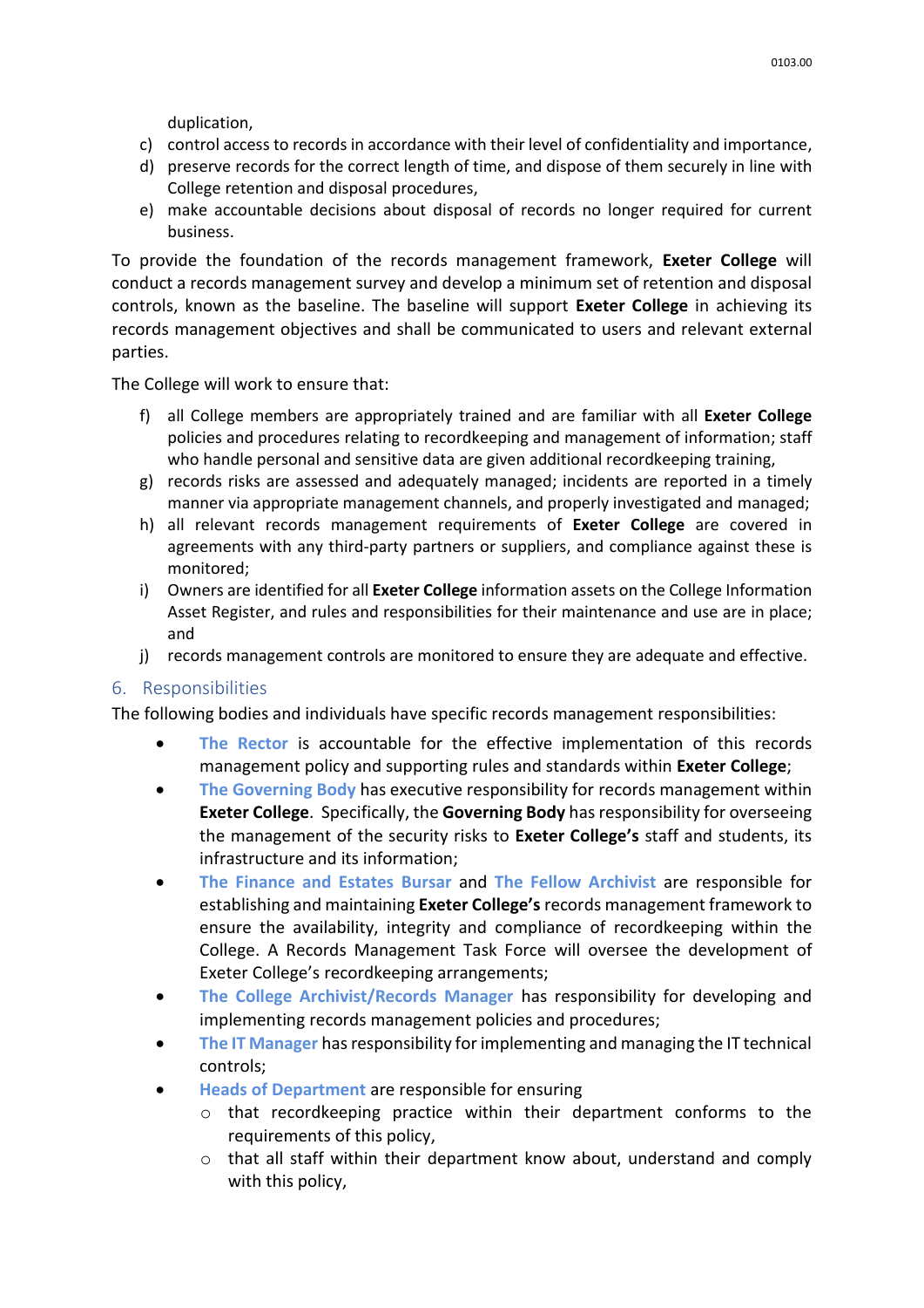duplication,

c) control access to records in accordance with their level of confidentiality and importance,
d) preserve records for the correct length of time, and dispose of them securely in line with College retention and disposal procedures,
e) make accountable decisions about disposal of records no longer required for current business.

To provide the foundation of the records management framework, **Exeter College** will conduct a records management survey and develop a minimum set of retention and disposal controls, known as the baseline. The baseline will support **Exeter College** in achieving its records management objectives and shall be communicated to users and relevant external parties.

The College will work to ensure that:

f) all College members are appropriately trained and are familiar with all **Exeter College** policies and procedures relating to recordkeeping and management of information; staff who handle personal and sensitive data are given additional recordkeeping training,
g) records risks are assessed and adequately managed; incidents are reported in a timely manner via appropriate management channels, and properly investigated and managed;
h) all relevant records management requirements of **Exeter College** are covered in agreements with any third-party partners or suppliers, and compliance against these is monitored;
i) Owners are identified for all **Exeter College** information assets on the College Information Asset Register, and rules and responsibilities for their maintenance and use are in place; and
j) records management controls are monitored to ensure they are adequate and effective.

## 6. Responsibilities

The following bodies and individuals have specific records management responsibilities:

- **The Rector** is accountable for the effective implementation of this records management policy and supporting rules and standards within **Exeter College**;
- **The Governing Body** has executive responsibility for records management within **Exeter College**. Specifically, the **Governing Body** has responsibility for overseeing the management of the security risks to **Exeter College's** staff and students, its infrastructure and its information;
- **The Finance and Estates Bursar** and **The Fellow Archivist** are responsible for establishing and maintaining **Exeter College's** records management framework to ensure the availability, integrity and compliance of recordkeeping within the College. A Records Management Task Force will oversee the development of Exeter College's recordkeeping arrangements;
- **The College Archivist/Records Manager** has responsibility for developing and implementing records management policies and procedures;
- **The IT Manager** has responsibility for implementing and managing the IT technical controls;
- **Heads of Department** are responsible for ensuring
    - that recordkeeping practice within their department conforms to the requirements of this policy,
    - that all staff within their department know about, understand and comply with this policy,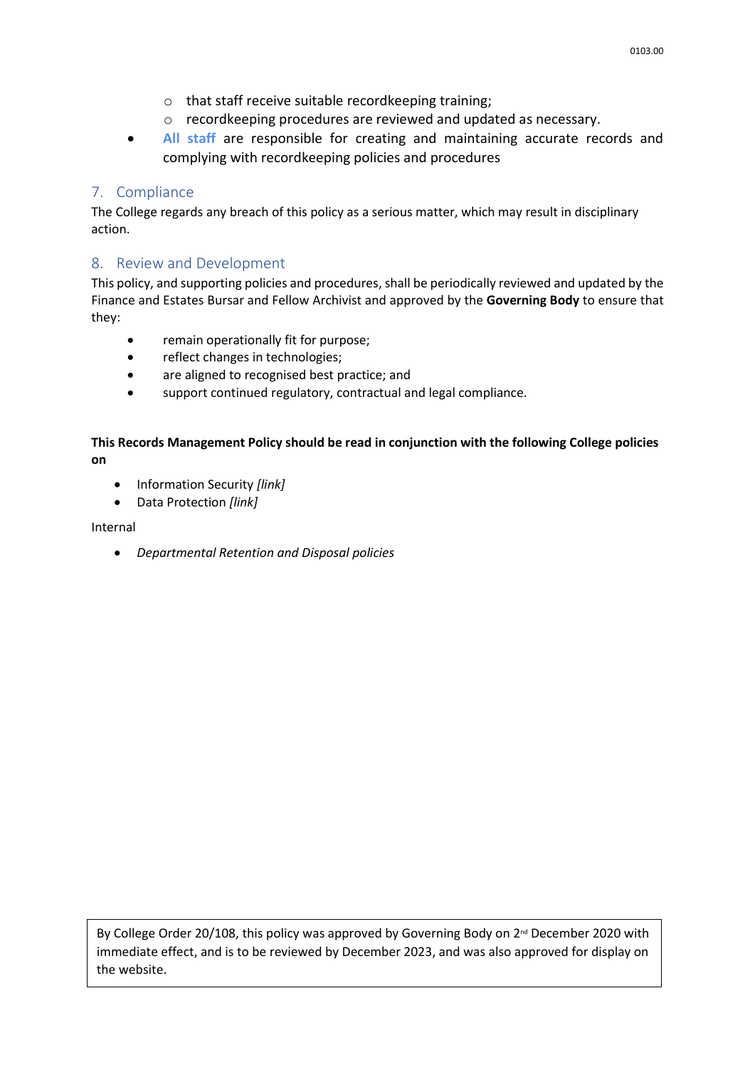- that staff receive suitable recordkeeping training;
    - recordkeeping procedures are reviewed and updated as necessary.
- **All staff** are responsible for creating and maintaining accurate records and complying with recordkeeping policies and procedures

## 7. Compliance

The College regards any breach of this policy as a serious matter, which may result in disciplinary action.

## 8. Review and Development

This policy, and supporting policies and procedures, shall be periodically reviewed and updated by the Finance and Estates Bursar and Fellow Archivist and approved by the **Governing Body** to ensure that they:

- remain operationally fit for purpose;
- reflect changes in technologies;
- are aligned to recognised best practice; and
- support continued regulatory, contractual and legal compliance.

**This Records Management Policy should be read in conjunction with the following College policies on**

- Information Security *[link]*
- Data Protection *[link]*

Internal

- *Departmental Retention and Disposal policies*

By College Order 20/108, this policy was approved by Governing Body on 2nd December 2020 with immediate effect, and is to be reviewed by December 2023, and was also approved for display on the website.